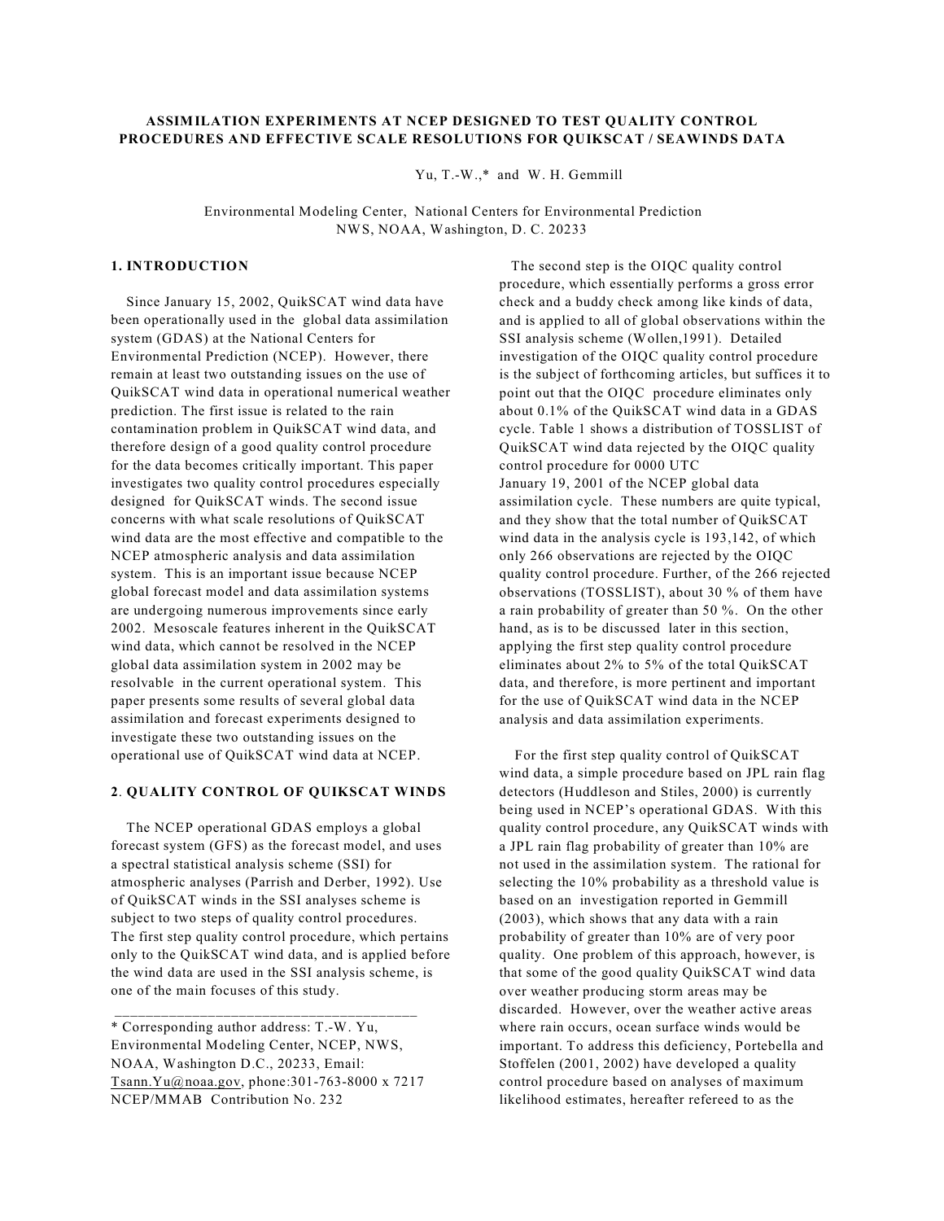# ASSIMILATION EXPERIMENTS AT NCEP DESIGNED TO TEST QUALITY CONTROL PROCEDURES AND EFFECTIVE SCALE RESOLUTIONS FOR QUIKSCAT / SEAWINDS DATA

Yu, T.-W.,* and W. H. Gemmill

Environmental Modeling Center, National Centers for Environmental Prediction
NWS, NOAA, Washington, D. C. 20233

## 1. INTRODUCTION

Since January 15, 2002, QuikSCAT wind data have been operationally used in the global data assimilation system (GDAS) at the National Centers for Environmental Prediction (NCEP). However, there remain at least two outstanding issues on the use of QuikSCAT wind data in operational numerical weather prediction. The first issue is related to the rain contamination problem in QuikSCAT wind data, and therefore design of a good quality control procedure for the data becomes critically important. This paper investigates two quality control procedures especially designed for QuikSCAT winds. The second issue concerns with what scale resolutions of QuikSCAT wind data are the most effective and compatible to the NCEP atmospheric analysis and data assimilation system. This is an important issue because NCEP global forecast model and data assimilation systems are undergoing numerous improvements since early 2002. Mesoscale features inherent in the QuikSCAT wind data, which cannot be resolved in the NCEP global data assimilation system in 2002 may be resolvable in the current operational system. This paper presents some results of several global data assimilation and forecast experiments designed to investigate these two outstanding issues on the operational use of QuikSCAT wind data at NCEP.

## 2. QUALITY CONTROL OF QUIKSCAT WINDS

The NCEP operational GDAS employs a global forecast system (GFS) as the forecast model, and uses a spectral statistical analysis scheme (SSI) for atmospheric analyses (Parrish and Derber, 1992). Use of QuikSCAT winds in the SSI analyses scheme is subject to two steps of quality control procedures. The first step quality control procedure, which pertains only to the QuikSCAT wind data, and is applied before the wind data are used in the SSI analysis scheme, is one of the main focuses of this study.

The second step is the OIQC quality control procedure, which essentially performs a gross error check and a buddy check among like kinds of data, and is applied to all of global observations within the SSI analysis scheme (Wollen,1991). Detailed investigation of the OIQC quality control procedure is the subject of forthcoming articles, but suffices it to point out that the OIQC procedure eliminates only about 0.1% of the QuikSCAT wind data in a GDAS cycle. Table 1 shows a distribution of TOSSLIST of QuikSCAT wind data rejected by the OIQC quality control procedure for 0000 UTC January 19, 2001 of the NCEP global data assimilation cycle. These numbers are quite typical, and they show that the total number of QuikSCAT wind data in the analysis cycle is 193,142, of which only 266 observations are rejected by the OIQC quality control procedure. Further, of the 266 rejected observations (TOSSLIST), about 30 % of them have a rain probability of greater than 50 %. On the other hand, as is to be discussed later in this section, applying the first step quality control procedure eliminates about 2% to 5% of the total QuikSCAT data, and therefore, is more pertinent and important for the use of QuikSCAT wind data in the NCEP analysis and data assimilation experiments.

For the first step quality control of QuikSCAT wind data, a simple procedure based on JPL rain flag detectors (Huddleson and Stiles, 2000) is currently being used in NCEP's operational GDAS. With this quality control procedure, any QuikSCAT winds with a JPL rain flag probability of greater than 10% are not used in the assimilation system. The rational for selecting the 10% probability as a threshold value is based on an investigation reported in Gemmill (2003), which shows that any data with a rain probability of greater than 10% are of very poor quality. One problem of this approach, however, is that some of the good quality QuikSCAT wind data over weather producing storm areas may be discarded. However, over the weather active areas where rain occurs, ocean surface winds would be important. To address this deficiency, Portebella and Stoffelen (2001, 2002) have developed a quality control procedure based on analyses of maximum likelihood estimates, hereafter refereed to as the

---

* Corresponding author address: T.-W. Yu, Environmental Modeling Center, NCEP, NWS, NOAA, Washington D.C., 20233, Email: Tsann.Yu@noaa.gov, phone:301-763-8000 x 7217
NCEP/MMAB Contribution No. 232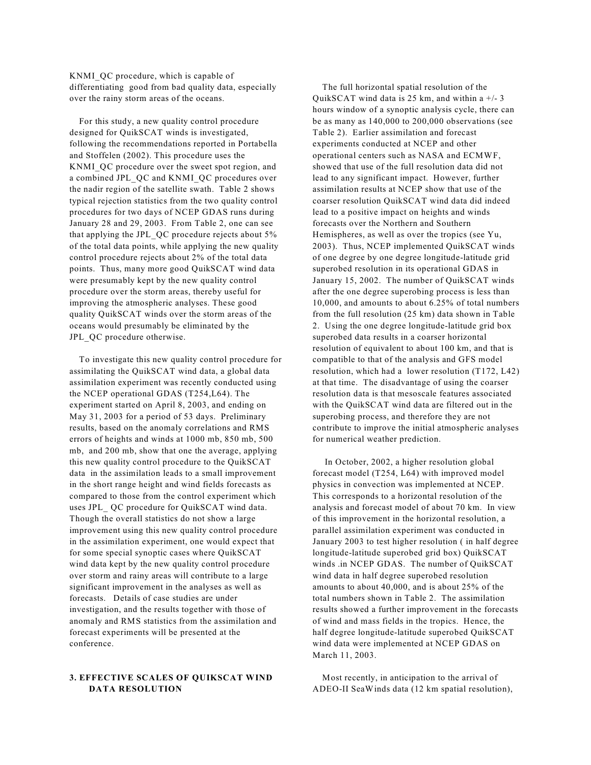KNMI_QC procedure, which is capable of differentiating good from bad quality data, especially over the rainy storm areas of the oceans.

For this study, a new quality control procedure designed for QuikSCAT winds is investigated, following the recommendations reported in Portabella and Stoffelen (2002). This procedure uses the KNMI_QC procedure over the sweet spot region, and a combined JPL_QC and KNMI_QC procedures over the nadir region of the satellite swath. Table 2 shows typical rejection statistics from the two quality control procedures for two days of NCEP GDAS runs during January 28 and 29, 2003. From Table 2, one can see that applying the JPL_QC procedure rejects about 5% of the total data points, while applying the new quality control procedure rejects about 2% of the total data points. Thus, many more good QuikSCAT wind data were presumably kept by the new quality control procedure over the storm areas, thereby useful for improving the atmospheric analyses. These good quality QuikSCAT winds over the storm areas of the oceans would presumably be eliminated by the JPL_QC procedure otherwise.

To investigate this new quality control procedure for assimilating the QuikSCAT wind data, a global data assimilation experiment was recently conducted using the NCEP operational GDAS (T254,L64). The experiment started on April 8, 2003, and ending on May 31, 2003 for a period of 53 days. Preliminary results, based on the anomaly correlations and RMS errors of heights and winds at 1000 mb, 850 mb, 500 mb, and 200 mb, show that one the average, applying this new quality control procedure to the QuikSCAT data in the assimilation leads to a small improvement in the short range height and wind fields forecasts as compared to those from the control experiment which uses JPL_ QC procedure for QuikSCAT wind data. Though the overall statistics do not show a large improvement using this new quality control procedure in the assimilation experiment, one would expect that for some special synoptic cases where QuikSCAT wind data kept by the new quality control procedure over storm and rainy areas will contribute to a large significant improvement in the analyses as well as forecasts. Details of case studies are under investigation, and the results together with those of anomaly and RMS statistics from the assimilation and forecast experiments will be presented at the conference.

## 3. EFFECTIVE SCALES OF QUIKSCAT WIND DATA RESOLUTION

The full horizontal spatial resolution of the QuikSCAT wind data is 25 km, and within a +/- 3 hours window of a synoptic analysis cycle, there can be as many as 140,000 to 200,000 observations (see Table 2). Earlier assimilation and forecast experiments conducted at NCEP and other operational centers such as NASA and ECMWF, showed that use of the full resolution data did not lead to any significant impact. However, further assimilation results at NCEP show that use of the coarser resolution QuikSCAT wind data did indeed lead to a positive impact on heights and winds forecasts over the Northern and Southern Hemispheres, as well as over the tropics (see Yu, 2003). Thus, NCEP implemented QuikSCAT winds of one degree by one degree longitude-latitude grid superobed resolution in its operational GDAS in January 15, 2002. The number of QuikSCAT winds after the one degree superobing process is less than 10,000, and amounts to about 6.25% of total numbers from the full resolution (25 km) data shown in Table 2. Using the one degree longitude-latitude grid box superobed data results in a coarser horizontal resolution of equivalent to about 100 km, and that is compatible to that of the analysis and GFS model resolution, which had a lower resolution (T172, L42) at that time. The disadvantage of using the coarser resolution data is that mesoscale features associated with the QuikSCAT wind data are filtered out in the superobing process, and therefore they are not contribute to improve the initial atmospheric analyses for numerical weather prediction.

In October, 2002, a higher resolution global forecast model (T254, L64) with improved model physics in convection was implemented at NCEP. This corresponds to a horizontal resolution of the analysis and forecast model of about 70 km. In view of this improvement in the horizontal resolution, a parallel assimilation experiment was conducted in January 2003 to test higher resolution ( in half degree longitude-latitude superobed grid box) QuikSCAT winds .in NCEP GDAS. The number of QuikSCAT wind data in half degree superobed resolution amounts to about 40,000, and is about 25% of the total numbers shown in Table 2. The assimilation results showed a further improvement in the forecasts of wind and mass fields in the tropics. Hence, the half degree longitude-latitude superobed QuikSCAT wind data were implemented at NCEP GDAS on March 11, 2003.

Most recently, in anticipation to the arrival of ADEO-II SeaWinds data (12 km spatial resolution),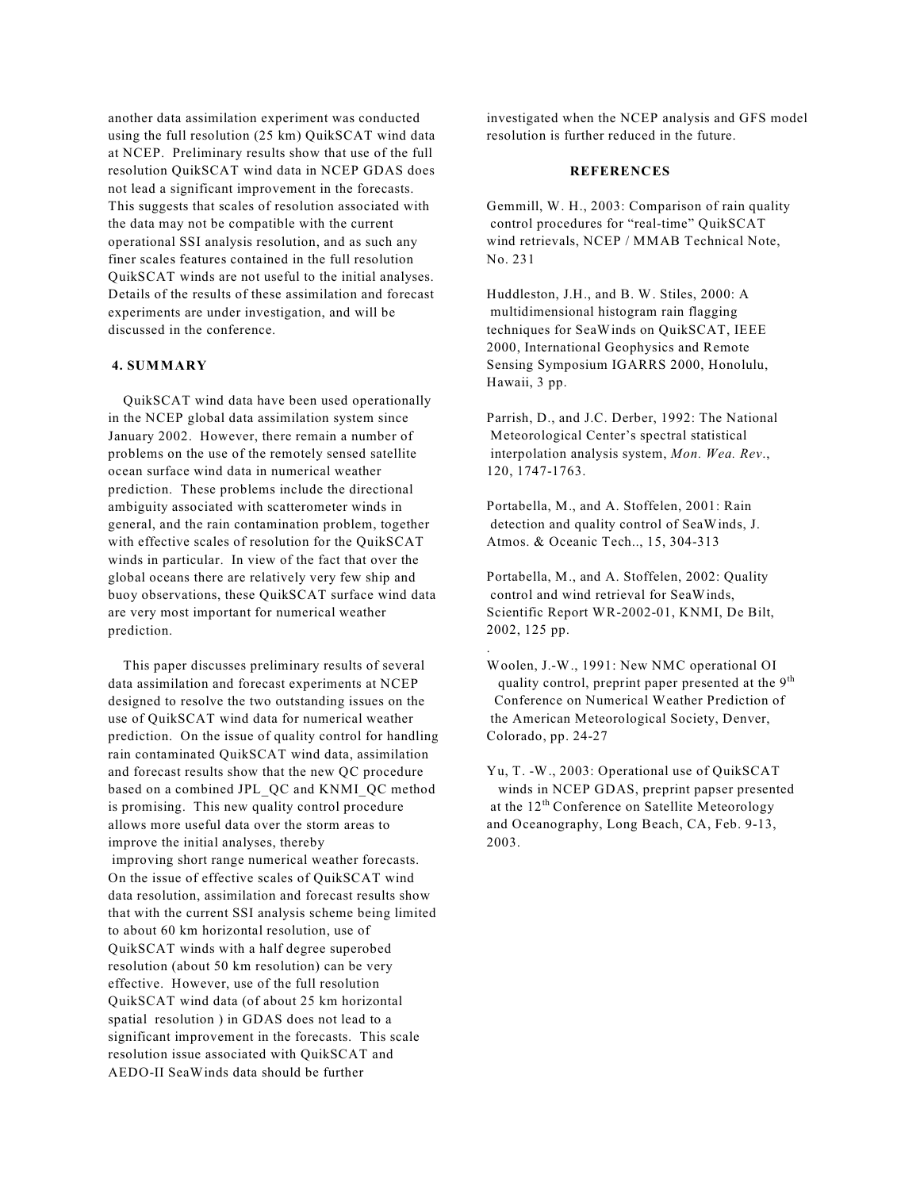another data assimilation experiment was conducted using the full resolution (25 km) QuikSCAT wind data at NCEP. Preliminary results show that use of the full resolution QuikSCAT wind data in NCEP GDAS does not lead a significant improvement in the forecasts. This suggests that scales of resolution associated with the data may not be compatible with the current operational SSI analysis resolution, and as such any finer scales features contained in the full resolution QuikSCAT winds are not useful to the initial analyses. Details of the results of these assimilation and forecast experiments are under investigation, and will be discussed in the conference.

## 4. SUMMARY

QuikSCAT wind data have been used operationally in the NCEP global data assimilation system since January 2002. However, there remain a number of problems on the use of the remotely sensed satellite ocean surface wind data in numerical weather prediction. These problems include the directional ambiguity associated with scatterometer winds in general, and the rain contamination problem, together with effective scales of resolution for the QuikSCAT winds in particular. In view of the fact that over the global oceans there are relatively very few ship and buoy observations, these QuikSCAT surface wind data are very most important for numerical weather prediction.

This paper discusses preliminary results of several data assimilation and forecast experiments at NCEP designed to resolve the two outstanding issues on the use of QuikSCAT wind data for numerical weather prediction. On the issue of quality control for handling rain contaminated QuikSCAT wind data, assimilation and forecast results show that the new QC procedure based on a combined JPL_QC and KNMI_QC method is promising. This new quality control procedure allows more useful data over the storm areas to improve the initial analyses, thereby improving short range numerical weather forecasts. On the issue of effective scales of QuikSCAT wind data resolution, assimilation and forecast results show that with the current SSI analysis scheme being limited to about 60 km horizontal resolution, use of QuikSCAT winds with a half degree superobed resolution (about 50 km resolution) can be very effective. However, use of the full resolution QuikSCAT wind data (of about 25 km horizontal spatial resolution ) in GDAS does not lead to a significant improvement in the forecasts. This scale resolution issue associated with QuikSCAT and AEDO-II SeaWinds data should be further investigated when the NCEP analysis and GFS model resolution is further reduced in the future.

## REFERENCES

Gemmill, W. H., 2003: Comparison of rain quality control procedures for "real-time" QuikSCAT wind retrievals, NCEP / MMAB Technical Note, No. 231

Huddleston, J.H., and B. W. Stiles, 2000: A multidimensional histogram rain flagging techniques for SeaWinds on QuikSCAT, IEEE 2000, International Geophysics and Remote Sensing Symposium IGARRS 2000, Honolulu, Hawaii, 3 pp.

Parrish, D., and J.C. Derber, 1992: The National Meteorological Center's spectral statistical interpolation analysis system, *Mon. Wea. Rev*., 120, 1747-1763.

Portabella, M., and A. Stoffelen, 2001: Rain detection and quality control of SeaWinds, J. Atmos. & Oceanic Tech.., 15, 304-313

Portabella, M., and A. Stoffelen, 2002: Quality control and wind retrieval for SeaWinds, Scientific Report WR-2002-01, KNMI, De Bilt, 2002, 125 pp.

Woolen, J.-W., 1991: New NMC operational OI quality control, preprint paper presented at the 9th Conference on Numerical Weather Prediction of the American Meteorological Society, Denver, Colorado, pp. 24-27

Yu, T. -W., 2003: Operational use of QuikSCAT winds in NCEP GDAS, preprint papser presented at the 12th Conference on Satellite Meteorology and Oceanography, Long Beach, CA, Feb. 9-13, 2003.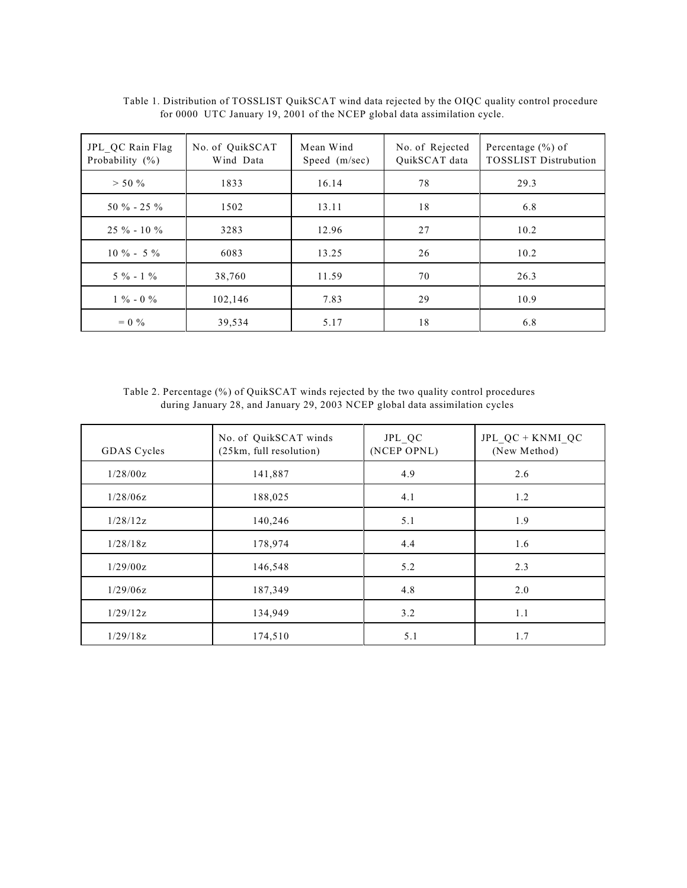Table 1. Distribution of TOSSLIST QuikSCAT wind data rejected by the OIQC quality control procedure for 0000 UTC January 19, 2001 of the NCEP global data assimilation cycle.

| JPL_QC Rain Flag Probability (%) | No. of QuikSCAT Wind Data | Mean Wind Speed (m/sec) | No. of Rejected QuikSCAT data | Percentage (%) of TOSSLIST Distrubution |
|---|---|---|---|---|
| > 50 % | 1833 | 16.14 | 78 | 29.3 |
| 50 % - 25 % | 1502 | 13.11 | 18 | 6.8 |
| 25 % - 10 % | 3283 | 12.96 | 27 | 10.2 |
| 10 % - 5 % | 6083 | 13.25 | 26 | 10.2 |
| 5 % - 1 % | 38,760 | 11.59 | 70 | 26.3 |
| 1 % - 0 % | 102,146 | 7.83 | 29 | 10.9 |
| = 0 % | 39,534 | 5.17 | 18 | 6.8 |

Table 2. Percentage (%) of QuikSCAT winds rejected by the two quality control procedures during January 28, and January 29, 2003 NCEP global data assimilation cycles

| GDAS Cycles | No. of QuikSCAT winds (25km, full resolution) | JPL_QC (NCEP OPNL) | JPL_QC + KNMI_QC (New Method) |
|---|---|---|---|
| 1/28/00z | 141,887 | 4.9 | 2.6 |
| 1/28/06z | 188,025 | 4.1 | 1.2 |
| 1/28/12z | 140,246 | 5.1 | 1.9 |
| 1/28/18z | 178,974 | 4.4 | 1.6 |
| 1/29/00z | 146,548 | 5.2 | 2.3 |
| 1/29/06z | 187,349 | 4.8 | 2.0 |
| 1/29/12z | 134,949 | 3.2 | 1.1 |
| 1/29/18z | 174,510 | 5.1 | 1.7 |